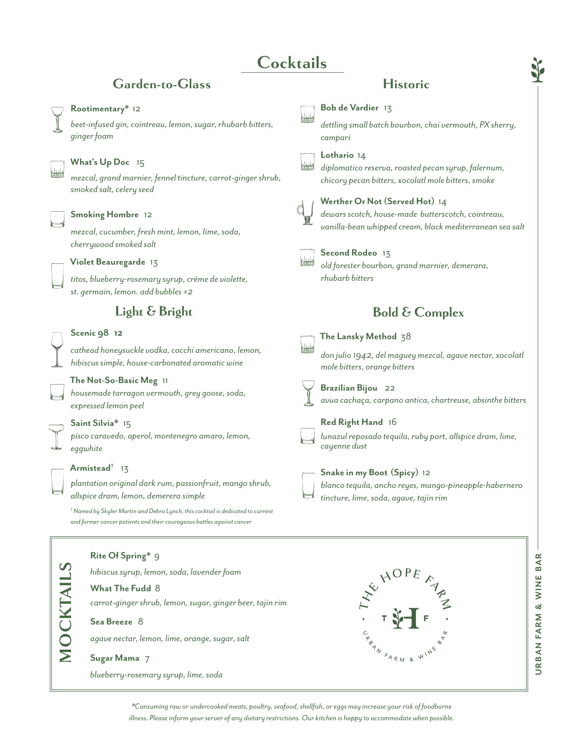# Cocktails

## Garden-to-Glass

**Rootimentary*** 12

*beet-infused gin, cointreau, lemon, sugar, rhubarb bitters, ginger foam*

**What's Up Doc** 15

*mezcal, grand marnier, fennel tincture, carrot-ginger shrub, smoked salt, celery seed*

**Smoking Hombre** 12

*mezcal, cucumber, fresh mint, lemon, lime, soda, cherrywood smoked salt*

**Violet Beauregarde** 13

*titos, blueberry-rosemary syrup, crème de violette, st. germain, lemon. add bubbles +2*

## Light & Bright

**Scenic 98** 12

*cathead honeysuckle vodka, cocchi americano, lemon, hibiscus simple, house-carbonated aromatic wine*

**The Not-So-Basic Meg** 11

*housemade tarragon vermouth, grey goose, soda, expressed lemon peel*

**Saint Silvia*** 15

*pisco caravedo, aperol, montenegro amaro, lemon, eggwhite*

**Armistead**† 13

*plantation original dark rum, passionfruit, mango shrub, allspice dram, lemon, demerera simple*

*† Named by Skyler Martin and Debra Lynch, this cocktail is dedicated to current and former cancer patients and their courageous battles against cancer*

## Historic

**Bob de Vardier** 13

*dettling small batch bourbon, chai vermouth, PX sherry, campari*

**Lothario** 14

*diplomatico reserva, roasted pecan syrup, falernum, chicory pecan bitters, xocolatl mole bitters, smoke*

**Werther Or Not (Served Hot)** 14

*dewars scotch, house-made butterscotch, cointreau, vanilla-bean whipped cream, black mediterranean sea salt*

**Second Rodeo** 13

*old forester bourbon, grand marnier, demerara, rhubarb bitters*

## Bold & Complex

**The Lansky Method** 38

*don julio 1942, del maguey mezcal, agave nectar, xocolatl mole bitters, orange bitters*

**Brazilian Bijou** 22

*avua cachaça, carpano antica, chartreuse, absinthe bitters*

**Red Right Hand** 16

*lunazul reposado tequila, ruby port, allspice dram, lime, cayenne dust*

**Snake in my Boot (Spicy)** 12

*blanco tequila, ancho reyes, mango-pineapple-habernero tincture, lime, soda, agave, tajin rim*

## MOCKTAILS

**Rite Of Spring*** 9

*hibiscus syrup, lemon, soda, lavender foam*

**What The Fudd** 8

*carrot-ginger shrub, lemon, sugar, ginger beer, tajin rim*

**Sea Breeze** 8

*agave nectar, lemon, lime, orange, sugar, salt*

**Sugar Mama** 7

*blueberry-rosemary syrup, lime, soda*

THE HOPE FARM · T H F · URBAN FARM & WINE BAR

URBAN FARM & WINE BAR

*\*Consuming raw or undercooked meats, poultry, seafood, shellfish, or eggs may increase your risk of foodborne illness. Please inform your server of any dietary restrictions. Our kitchen is happy to accommodate when possible.*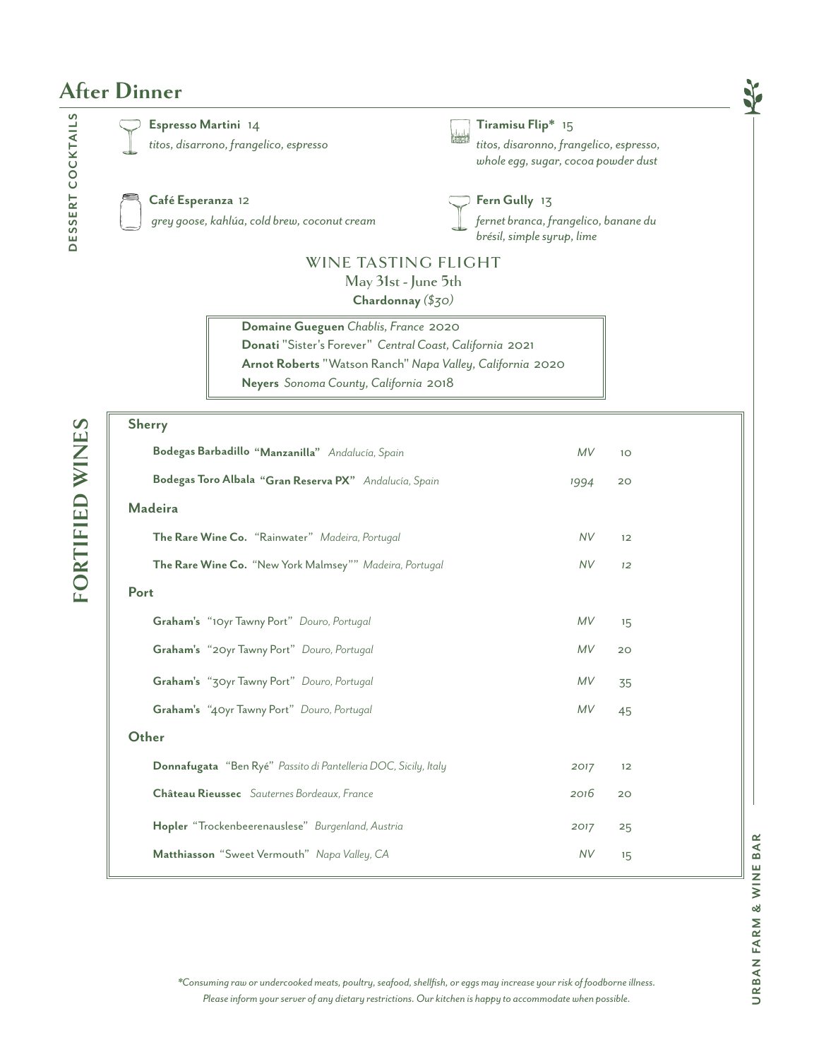# After Dinner

## DESSERT COCKTAILS

**Espresso Martini** 14
*titos, disarrono, frangelico, espresso*

**Tiramisu Flip*** 15
*titos, disaronno, frangelico, espresso, whole egg, sugar, cocoa powder dust*

**Café Esperanza** 12
*grey goose, kahlúa, cold brew, coconut cream*

**Fern Gully** 13
*fernet branca, frangelico, banane du brésil, simple syrup, lime*

## WINE TASTING FLIGHT

May 31st - June 5th

**Chardonnay** *($30)*

**Domaine Gueguen** *Chablis, France* 2020
**Donati** "Sister's Forever" *Central Coast, California* 2021
**Arnot Roberts** "Watson Ranch" *Napa Valley, California* 2020
**Neyers** *Sonoma County, California* 2018

## FORTIFIED WINES

### Sherry

| | | |
|---|---|---|
| **Bodegas Barbadillo "Manzanilla"** *Andalucía, Spain* | *MV* | 10 |
| **Bodegas Toro Albala "Gran Reserva PX"** *Andalucía, Spain* | *1994* | 20 |

### Madeira

| | | |
|---|---|---|
| **The Rare Wine Co.** "Rainwater" *Madeira, Portugal* | *NV* | 12 |
| **The Rare Wine Co.** "New York Malmsey"" *Madeira, Portugal* | *NV* | *12* |

### Port

| | | |
|---|---|---|
| **Graham's** "10yr Tawny Port" *Douro, Portugal* | *MV* | 15 |
| **Graham's** "20yr Tawny Port" *Douro, Portugal* | *MV* | 20 |
| **Graham's** "30yr Tawny Port" *Douro, Portugal* | *MV* | 35 |
| **Graham's** "40yr Tawny Port" *Douro, Portugal* | *MV* | 45 |

### Other

| | | |
|---|---|---|
| **Donnafugata** "Ben Ryé" *Passito di Pantelleria DOC, Sicily, Italy* | *2017* | 12 |
| **Château Rieussec** *Sauternes Bordeaux, France* | *2016* | 20 |
| **Hopler** "Trockenbeerenauslese" *Burgenland, Austria* | *2017* | 25 |
| **Matthiasson** "Sweet Vermouth" *Napa Valley, CA* | *NV* | 15 |

*\*Consuming raw or undercooked meats, poultry, seafood, shellfish, or eggs may increase your risk of foodborne illness.*
*Please inform your server of any dietary restrictions. Our kitchen is happy to accommodate when possible.*

URBAN FARM & WINE BAR